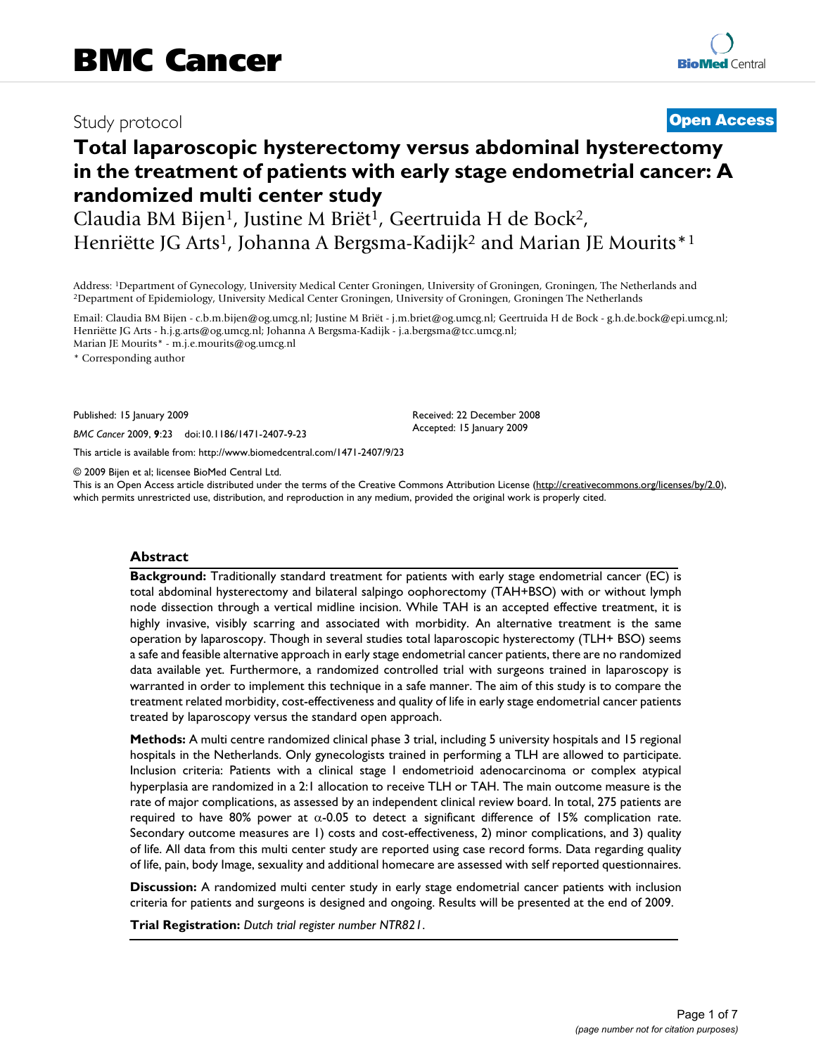# BMC Cancer

Study protocol

**Open Access**

# Total laparoscopic hysterectomy versus abdominal hysterectomy in the treatment of patients with early stage endometrial cancer: A randomized multi center study

Claudia BM Bijen[1], Justine M Briët[1], Geertruida H de Bock[2], Henriëtte JG Arts[1], Johanna A Bergsma-Kadijk[2] and Marian JE Mourits*[1]

Address: [1]Department of Gynecology, University Medical Center Groningen, University of Groningen, Groningen, The Netherlands and [2]Department of Epidemiology, University Medical Center Groningen, University of Groningen, Groningen The Netherlands

Email: Claudia BM Bijen - c.b.m.bijen@og.umcg.nl; Justine M Briët - j.m.briet@og.umcg.nl; Geertruida H de Bock - g.h.de.bock@epi.umcg.nl; Henriëtte JG Arts - h.j.g.arts@og.umcg.nl; Johanna A Bergsma-Kadijk - j.a.bergsma@tcc.umcg.nl; Marian JE Mourits* - m.j.e.mourits@og.umcg.nl

\* Corresponding author

Published: 15 January 2009

*BMC Cancer* 2009, **9**:23 doi:10.1186/1471-2407-9-23

Received: 22 December 2008
Accepted: 15 January 2009

This article is available from: http://www.biomedcentral.com/1471-2407/9/23

© 2009 Bijen et al; licensee BioMed Central Ltd.
This is an Open Access article distributed under the terms of the Creative Commons Attribution License (http://creativecommons.org/licenses/by/2.0), which permits unrestricted use, distribution, and reproduction in any medium, provided the original work is properly cited.

## Abstract

**Background:** Traditionally standard treatment for patients with early stage endometrial cancer (EC) is total abdominal hysterectomy and bilateral salpingo oophorectomy (TAH+BSO) with or without lymph node dissection through a vertical midline incision. While TAH is an accepted effective treatment, it is highly invasive, visibly scarring and associated with morbidity. An alternative treatment is the same operation by laparoscopy. Though in several studies total laparoscopic hysterectomy (TLH+ BSO) seems a safe and feasible alternative approach in early stage endometrial cancer patients, there are no randomized data available yet. Furthermore, a randomized controlled trial with surgeons trained in laparoscopy is warranted in order to implement this technique in a safe manner. The aim of this study is to compare the treatment related morbidity, cost-effectiveness and quality of life in early stage endometrial cancer patients treated by laparoscopy versus the standard open approach.

**Methods:** A multi centre randomized clinical phase 3 trial, including 5 university hospitals and 15 regional hospitals in the Netherlands. Only gynecologists trained in performing a TLH are allowed to participate. Inclusion criteria: Patients with a clinical stage I endometrioid adenocarcinoma or complex atypical hyperplasia are randomized in a 2:1 allocation to receive TLH or TAH. The main outcome measure is the rate of major complications, as assessed by an independent clinical review board. In total, 275 patients are required to have 80% power at $\alpha$-0.05 to detect a significant difference of 15% complication rate. Secondary outcome measures are 1) costs and cost-effectiveness, 2) minor complications, and 3) quality of life. All data from this multi center study are reported using case record forms. Data regarding quality of life, pain, body Image, sexuality and additional homecare are assessed with self reported questionnaires.

**Discussion:** A randomized multi center study in early stage endometrial cancer patients with inclusion criteria for patients and surgeons is designed and ongoing. Results will be presented at the end of 2009.

**Trial Registration:** *Dutch trial register number NTR821*.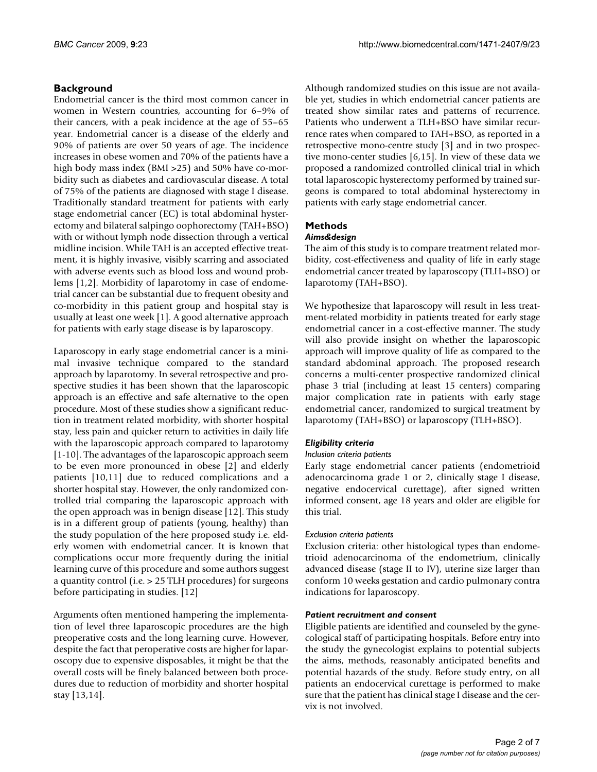## Background

Endometrial cancer is the third most common cancer in women in Western countries, accounting for 6–9% of their cancers, with a peak incidence at the age of 55–65 year. Endometrial cancer is a disease of the elderly and 90% of patients are over 50 years of age. The incidence increases in obese women and 70% of the patients have a high body mass index (BMI >25) and 50% have co-morbidity such as diabetes and cardiovascular disease. A total of 75% of the patients are diagnosed with stage I disease. Traditionally standard treatment for patients with early stage endometrial cancer (EC) is total abdominal hysterectomy and bilateral salpingo oophorectomy (TAH+BSO) with or without lymph node dissection through a vertical midline incision. While TAH is an accepted effective treatment, it is highly invasive, visibly scarring and associated with adverse events such as blood loss and wound problems [1,2]. Morbidity of laparotomy in case of endometrial cancer can be substantial due to frequent obesity and co-morbidity in this patient group and hospital stay is usually at least one week [1]. A good alternative approach for patients with early stage disease is by laparoscopy.

Laparoscopy in early stage endometrial cancer is a minimal invasive technique compared to the standard approach by laparotomy. In several retrospective and prospective studies it has been shown that the laparoscopic approach is an effective and safe alternative to the open procedure. Most of these studies show a significant reduction in treatment related morbidity, with shorter hospital stay, less pain and quicker return to activities in daily life with the laparoscopic approach compared to laparotomy [1-10]. The advantages of the laparoscopic approach seem to be even more pronounced in obese [2] and elderly patients [10,11] due to reduced complications and a shorter hospital stay. However, the only randomized controlled trial comparing the laparoscopic approach with the open approach was in benign disease [12]. This study is in a different group of patients (young, healthy) than the study population of the here proposed study i.e. elderly women with endometrial cancer. It is known that complications occur more frequently during the initial learning curve of this procedure and some authors suggest a quantity control (i.e. > 25 TLH procedures) for surgeons before participating in studies. [12]

Arguments often mentioned hampering the implementation of level three laparoscopic procedures are the high preoperative costs and the long learning curve. However, despite the fact that peroperative costs are higher for laparoscopy due to expensive disposables, it might be that the overall costs will be finely balanced between both procedures due to reduction of morbidity and shorter hospital stay [13,14].

Although randomized studies on this issue are not available yet, studies in which endometrial cancer patients are treated show similar rates and patterns of recurrence. Patients who underwent a TLH+BSO have similar recurrence rates when compared to TAH+BSO, as reported in a retrospective mono-centre study [3] and in two prospective mono-center studies [6,15]. In view of these data we proposed a randomized controlled clinical trial in which total laparoscopic hysterectomy performed by trained surgeons is compared to total abdominal hysterectomy in patients with early stage endometrial cancer.

## Methods

### *Aims&design*

The aim of this study is to compare treatment related morbidity, cost-effectiveness and quality of life in early stage endometrial cancer treated by laparoscopy (TLH+BSO) or laparotomy (TAH+BSO).

We hypothesize that laparoscopy will result in less treatment-related morbidity in patients treated for early stage endometrial cancer in a cost-effective manner. The study will also provide insight on whether the laparoscopic approach will improve quality of life as compared to the standard abdominal approach. The proposed research concerns a multi-center prospective randomized clinical phase 3 trial (including at least 15 centers) comparing major complication rate in patients with early stage endometrial cancer, randomized to surgical treatment by laparotomy (TAH+BSO) or laparoscopy (TLH+BSO).

### *Eligibility criteria*

#### *Inclusion criteria patients*

Early stage endometrial cancer patients (endometrioid adenocarcinoma grade 1 or 2, clinically stage I disease, negative endocervical curettage), after signed written informed consent, age 18 years and older are eligible for this trial.

#### *Exclusion criteria patients*

Exclusion criteria: other histological types than endometrioid adenocarcinoma of the endometrium, clinically advanced disease (stage II to IV), uterine size larger than conform 10 weeks gestation and cardio pulmonary contra indications for laparoscopy.

### *Patient recruitment and consent*

Eligible patients are identified and counseled by the gynecological staff of participating hospitals. Before entry into the study the gynecologist explains to potential subjects the aims, methods, reasonably anticipated benefits and potential hazards of the study. Before study entry, on all patients an endocervical curettage is performed to make sure that the patient has clinical stage I disease and the cervix is not involved.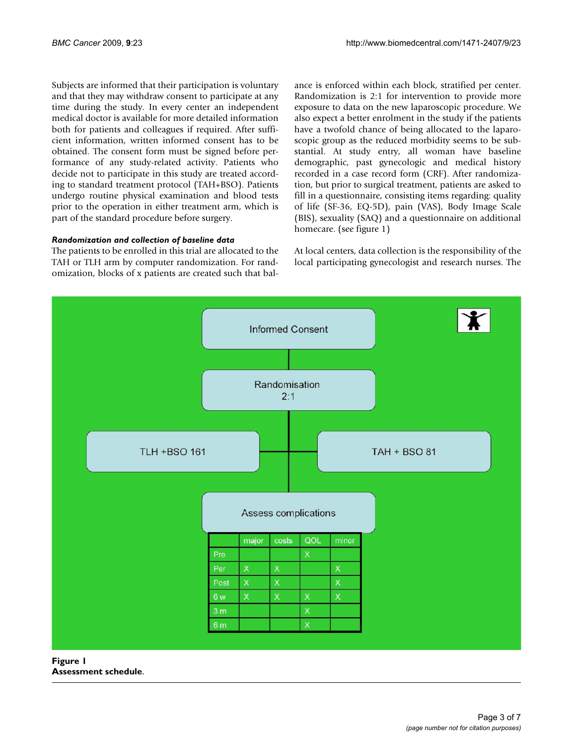Subjects are informed that their participation is voluntary and that they may withdraw consent to participate at any time during the study. In every center an independent medical doctor is available for more detailed information both for patients and colleagues if required. After sufficient information, written informed consent has to be obtained. The consent form must be signed before performance of any study-related activity. Patients who decide not to participate in this study are treated according to standard treatment protocol (TAH+BSO). Patients undergo routine physical examination and blood tests prior to the operation in either treatment arm, which is part of the standard procedure before surgery.

### *Randomization and collection of baseline data*

The patients to be enrolled in this trial are allocated to the TAH or TLH arm by computer randomization. For randomization, blocks of x patients are created such that balance is enforced within each block, stratified per center. Randomization is 2:1 for intervention to provide more exposure to data on the new laparoscopic procedure. We also expect a better enrolment in the study if the patients have a twofold chance of being allocated to the laparoscopic group as the reduced morbidity seems to be substantial. At study entry, all woman have baseline demographic, past gynecologic and medical history recorded in a case record form (CRF). After randomization, but prior to surgical treatment, patients are asked to fill in a questionnaire, consisting items regarding: quality of life (SF-36, EQ-5D), pain (VAS), Body Image Scale (BIS), sexuality (SAQ) and a questionnaire on additional homecare. (see figure 1)

At local centers, data collection is the responsibility of the local participating gynecologist and research nurses. The

Informed Consent

Randomisation 2:1

TLH +BSO 161 | TAH + BSO 81

Assess complications

|  | major | costs | QOL | minor |
|---|---|---|---|---|
| Pre |  |  | X |  |
| Per | X | X |  | X |
| Post | X | X |  | X |
| 6 w | X | X | X | X |
| 3 m |  |  | X |  |
| 6 m |  |  | X |  |

**Figure 1**
**Assessment schedule**.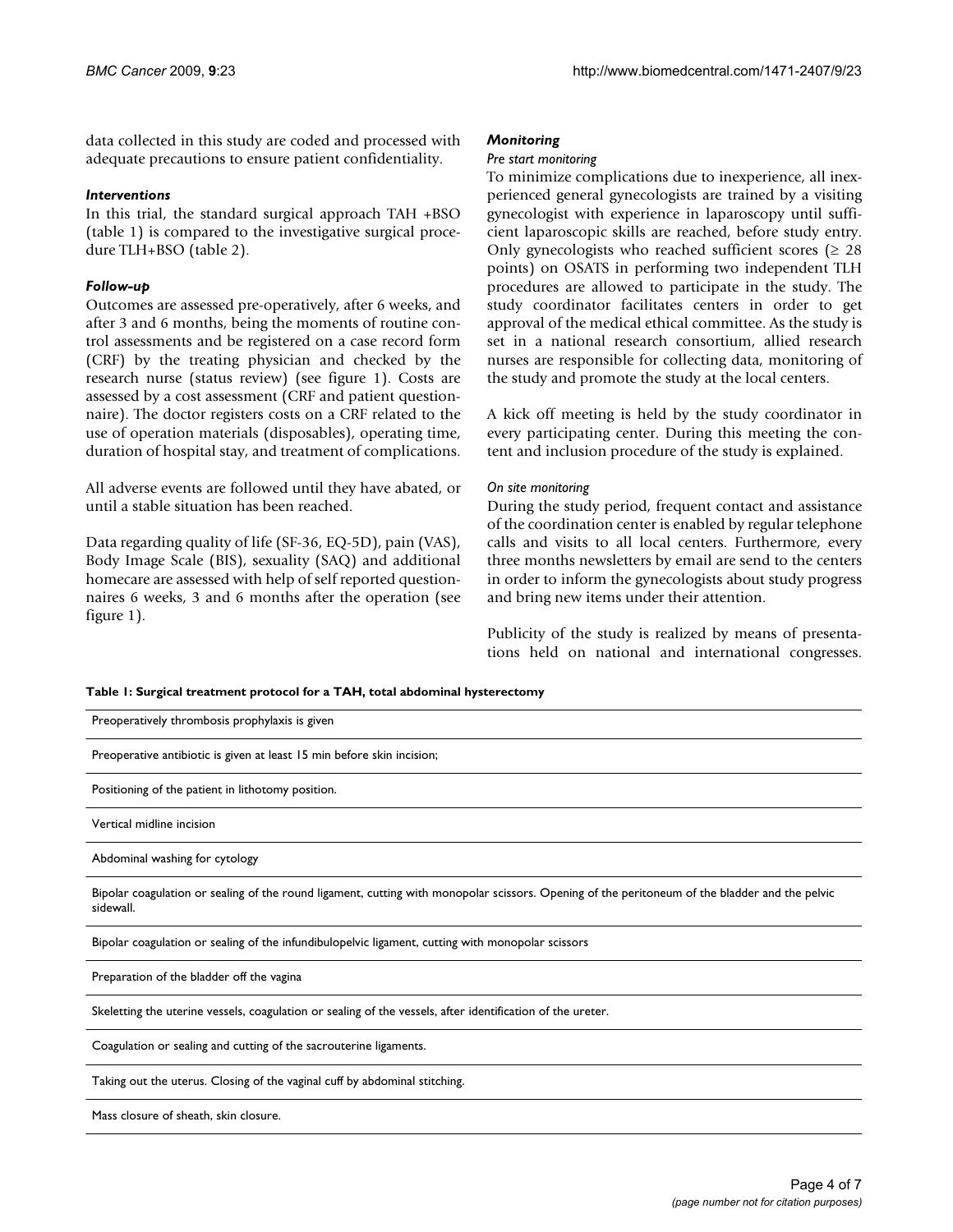data collected in this study are coded and processed with adequate precautions to ensure patient confidentiality.

### *Interventions*

In this trial, the standard surgical approach TAH +BSO (table 1) is compared to the investigative surgical procedure TLH+BSO (table 2).

### *Follow-up*

Outcomes are assessed pre-operatively, after 6 weeks, and after 3 and 6 months, being the moments of routine control assessments and be registered on a case record form (CRF) by the treating physician and checked by the research nurse (status review) (see figure 1). Costs are assessed by a cost assessment (CRF and patient questionnaire). The doctor registers costs on a CRF related to the use of operation materials (disposables), operating time, duration of hospital stay, and treatment of complications.

All adverse events are followed until they have abated, or until a stable situation has been reached.

Data regarding quality of life (SF-36, EQ-5D), pain (VAS), Body Image Scale (BIS), sexuality (SAQ) and additional homecare are assessed with help of self reported questionnaires 6 weeks, 3 and 6 months after the operation (see figure 1).

### *Monitoring*

#### *Pre start monitoring*

To minimize complications due to inexperience, all inexperienced general gynecologists are trained by a visiting gynecologist with experience in laparoscopy until sufficient laparoscopic skills are reached, before study entry. Only gynecologists who reached sufficient scores (≥ 28 points) on OSATS in performing two independent TLH procedures are allowed to participate in the study. The study coordinator facilitates centers in order to get approval of the medical ethical committee. As the study is set in a national research consortium, allied research nurses are responsible for collecting data, monitoring of the study and promote the study at the local centers.

A kick off meeting is held by the study coordinator in every participating center. During this meeting the content and inclusion procedure of the study is explained.

#### *On site monitoring*

During the study period, frequent contact and assistance of the coordination center is enabled by regular telephone calls and visits to all local centers. Furthermore, every three months newsletters by email are send to the centers in order to inform the gynecologists about study progress and bring new items under their attention.

Publicity of the study is realized by means of presentations held on national and international congresses.

**Table 1: Surgical treatment protocol for a TAH, total abdominal hysterectomy**

| |
|---|
| Preoperatively thrombosis prophylaxis is given |
| Preoperative antibiotic is given at least 15 min before skin incision; |
| Positioning of the patient in lithotomy position. |
| Vertical midline incision |
| Abdominal washing for cytology |
| Bipolar coagulation or sealing of the round ligament, cutting with monopolar scissors. Opening of the peritoneum of the bladder and the pelvic sidewall. |
| Bipolar coagulation or sealing of the infundibulopelvic ligament, cutting with monopolar scissors |
| Preparation of the bladder off the vagina |
| Skeletting the uterine vessels, coagulation or sealing of the vessels, after identification of the ureter. |
| Coagulation or sealing and cutting of the sacrouterine ligaments. |
| Taking out the uterus. Closing of the vaginal cuff by abdominal stitching. |
| Mass closure of sheath, skin closure. |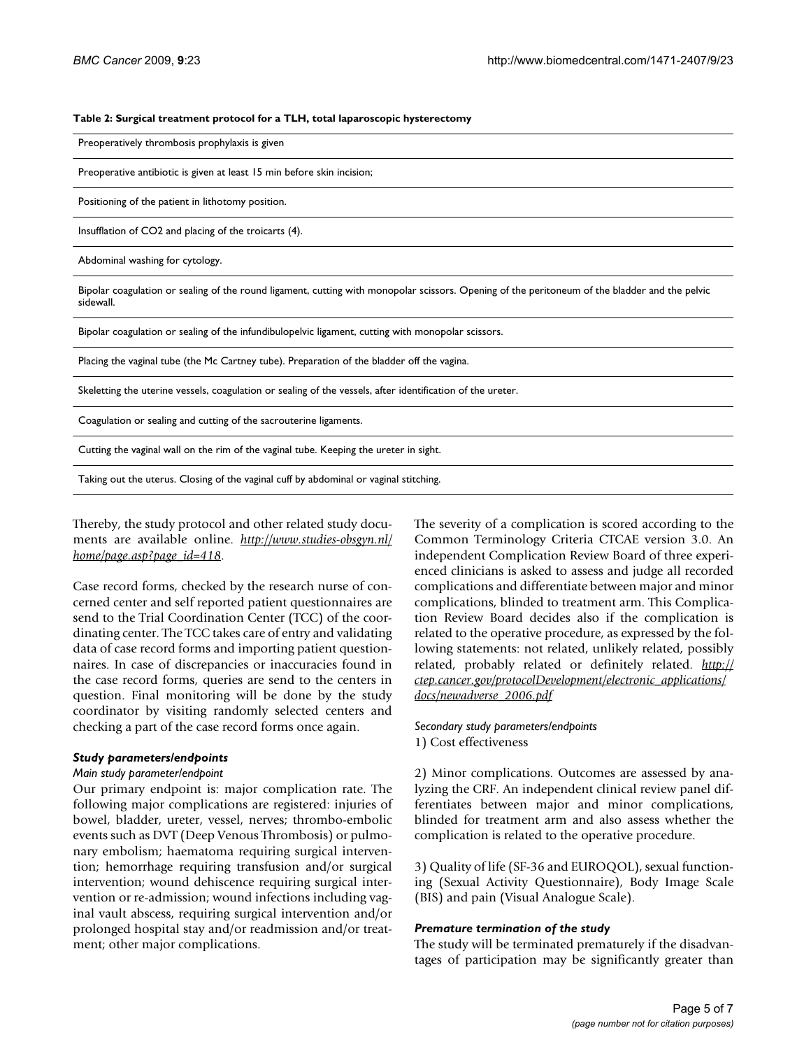**Table 2: Surgical treatment protocol for a TLH, total laparoscopic hysterectomy**

| |
|---|
| Preoperatively thrombosis prophylaxis is given |
| Preoperative antibiotic is given at least 15 min before skin incision; |
| Positioning of the patient in lithotomy position. |
| Insufflation of CO2 and placing of the troicarts (4). |
| Abdominal washing for cytology. |
| Bipolar coagulation or sealing of the round ligament, cutting with monopolar scissors. Opening of the peritoneum of the bladder and the pelvic sidewall. |
| Bipolar coagulation or sealing of the infundibulopelvic ligament, cutting with monopolar scissors. |
| Placing the vaginal tube (the Mc Cartney tube). Preparation of the bladder off the vagina. |
| Skeletting the uterine vessels, coagulation or sealing of the vessels, after identification of the ureter. |
| Coagulation or sealing and cutting of the sacrouterine ligaments. |
| Cutting the vaginal wall on the rim of the vaginal tube. Keeping the ureter in sight. |
| Taking out the uterus. Closing of the vaginal cuff by abdominal or vaginal stitching. |

Thereby, the study protocol and other related study documents are available online. *http://www.studies-obsgyn.nl/home/page.asp?page_id=418*.

Case record forms, checked by the research nurse of concerned center and self reported patient questionnaires are send to the Trial Coordination Center (TCC) of the coordinating center. The TCC takes care of entry and validating data of case record forms and importing patient questionnaires. In case of discrepancies or inaccuracies found in the case record forms, queries are send to the centers in question. Final monitoring will be done by the study coordinator by visiting randomly selected centers and checking a part of the case record forms once again.

### *Study parameters/endpoints*

#### *Main study parameter/endpoint*

Our primary endpoint is: major complication rate. The following major complications are registered: injuries of bowel, bladder, ureter, vessel, nerves; thrombo-embolic events such as DVT (Deep Venous Thrombosis) or pulmonary embolism; haematoma requiring surgical intervention; hemorrhage requiring transfusion and/or surgical intervention; wound dehiscence requiring surgical intervention or re-admission; wound infections including vaginal vault abscess, requiring surgical intervention and/or prolonged hospital stay and/or readmission and/or treatment; other major complications.

The severity of a complication is scored according to the Common Terminology Criteria CTCAE version 3.0. An independent Complication Review Board of three experienced clinicians is asked to assess and judge all recorded complications and differentiate between major and minor complications, blinded to treatment arm. This Complication Review Board decides also if the complication is related to the operative procedure, as expressed by the following statements: not related, unlikely related, possibly related, probably related or definitely related. *http://ctep.cancer.gov/protocolDevelopment/electronic_applications/docs/newadverse_2006.pdf*

#### *Secondary study parameters/endpoints*

1) Cost effectiveness

2) Minor complications. Outcomes are assessed by analyzing the CRF. An independent clinical review panel differentiates between major and minor complications, blinded for treatment arm and also assess whether the complication is related to the operative procedure.

3) Quality of life (SF-36 and EUROQOL), sexual functioning (Sexual Activity Questionnaire), Body Image Scale (BIS) and pain (Visual Analogue Scale).

### *Premature termination of the study*

The study will be terminated prematurely if the disadvantages of participation may be significantly greater than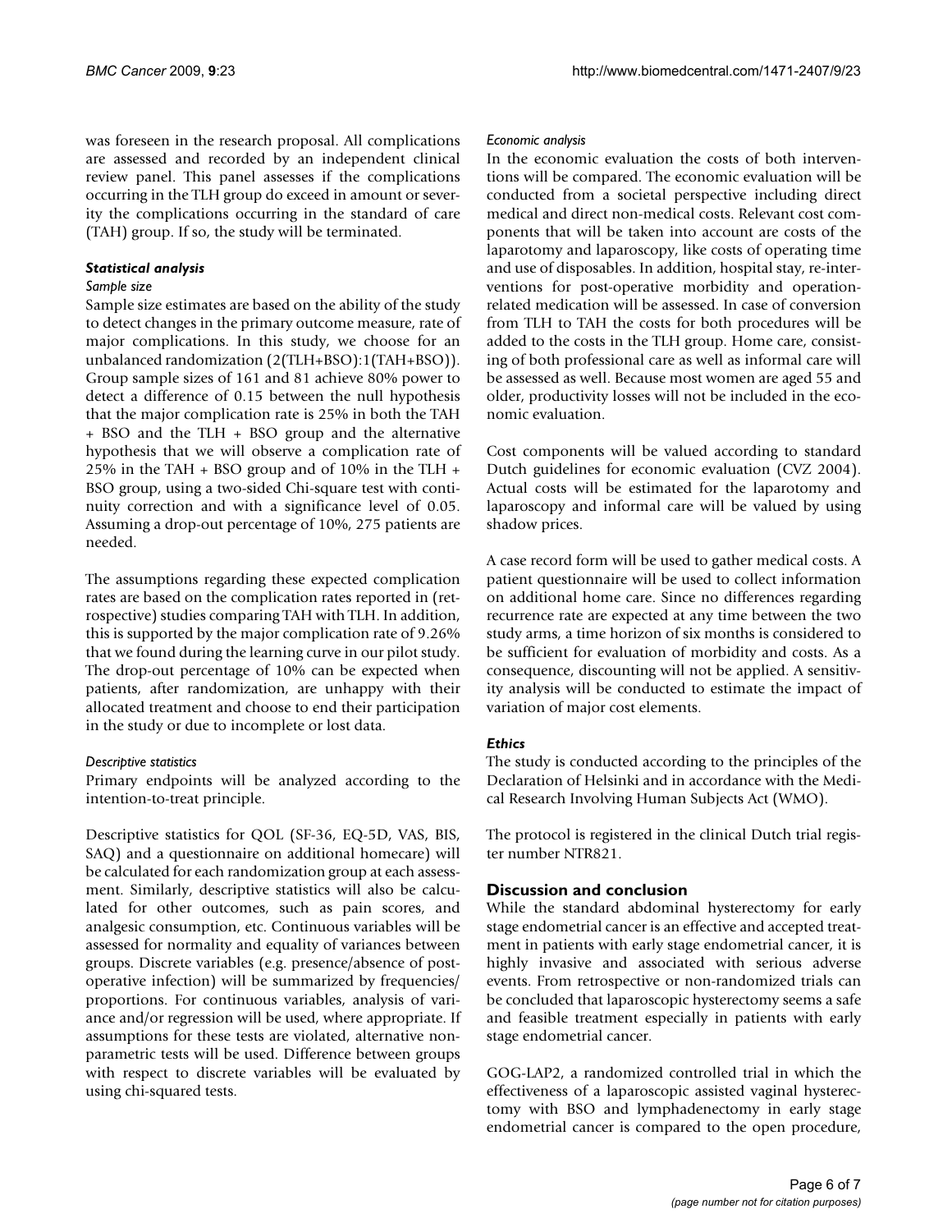was foreseen in the research proposal. All complications are assessed and recorded by an independent clinical review panel. This panel assesses if the complications occurring in the TLH group do exceed in amount or severity the complications occurring in the standard of care (TAH) group. If so, the study will be terminated.

### *Statistical analysis*

#### *Sample size*

Sample size estimates are based on the ability of the study to detect changes in the primary outcome measure, rate of major complications. In this study, we choose for an unbalanced randomization (2(TLH+BSO):1(TAH+BSO)). Group sample sizes of 161 and 81 achieve 80% power to detect a difference of 0.15 between the null hypothesis that the major complication rate is 25% in both the TAH + BSO and the TLH + BSO group and the alternative hypothesis that we will observe a complication rate of 25% in the TAH + BSO group and of 10% in the TLH + BSO group, using a two-sided Chi-square test with continuity correction and with a significance level of 0.05. Assuming a drop-out percentage of 10%, 275 patients are needed.

The assumptions regarding these expected complication rates are based on the complication rates reported in (retrospective) studies comparing TAH with TLH. In addition, this is supported by the major complication rate of 9.26% that we found during the learning curve in our pilot study. The drop-out percentage of 10% can be expected when patients, after randomization, are unhappy with their allocated treatment and choose to end their participation in the study or due to incomplete or lost data.

#### *Descriptive statistics*

Primary endpoints will be analyzed according to the intention-to-treat principle.

Descriptive statistics for QOL (SF-36, EQ-5D, VAS, BIS, SAQ) and a questionnaire on additional homecare) will be calculated for each randomization group at each assessment. Similarly, descriptive statistics will also be calculated for other outcomes, such as pain scores, and analgesic consumption, etc. Continuous variables will be assessed for normality and equality of variances between groups. Discrete variables (e.g. presence/absence of post-operative infection) will be summarized by frequencies/proportions. For continuous variables, analysis of variance and/or regression will be used, where appropriate. If assumptions for these tests are violated, alternative non-parametric tests will be used. Difference between groups with respect to discrete variables will be evaluated by using chi-squared tests.

#### *Economic analysis*

In the economic evaluation the costs of both interventions will be compared. The economic evaluation will be conducted from a societal perspective including direct medical and direct non-medical costs. Relevant cost components that will be taken into account are costs of the laparotomy and laparoscopy, like costs of operating time and use of disposables. In addition, hospital stay, re-interventions for post-operative morbidity and operation-related medication will be assessed. In case of conversion from TLH to TAH the costs for both procedures will be added to the costs in the TLH group. Home care, consisting of both professional care as well as informal care will be assessed as well. Because most women are aged 55 and older, productivity losses will not be included in the economic evaluation.

Cost components will be valued according to standard Dutch guidelines for economic evaluation (CVZ 2004). Actual costs will be estimated for the laparotomy and laparoscopy and informal care will be valued by using shadow prices.

A case record form will be used to gather medical costs. A patient questionnaire will be used to collect information on additional home care. Since no differences regarding recurrence rate are expected at any time between the two study arms, a time horizon of six months is considered to be sufficient for evaluation of morbidity and costs. As a consequence, discounting will not be applied. A sensitivity analysis will be conducted to estimate the impact of variation of major cost elements.

### *Ethics*

The study is conducted according to the principles of the Declaration of Helsinki and in accordance with the Medical Research Involving Human Subjects Act (WMO).

The protocol is registered in the clinical Dutch trial register number NTR821.

## Discussion and conclusion

While the standard abdominal hysterectomy for early stage endometrial cancer is an effective and accepted treatment in patients with early stage endometrial cancer, it is highly invasive and associated with serious adverse events. From retrospective or non-randomized trials can be concluded that laparoscopic hysterectomy seems a safe and feasible treatment especially in patients with early stage endometrial cancer.

GOG-LAP2, a randomized controlled trial in which the effectiveness of a laparoscopic assisted vaginal hysterectomy with BSO and lymphadenectomy in early stage endometrial cancer is compared to the open procedure,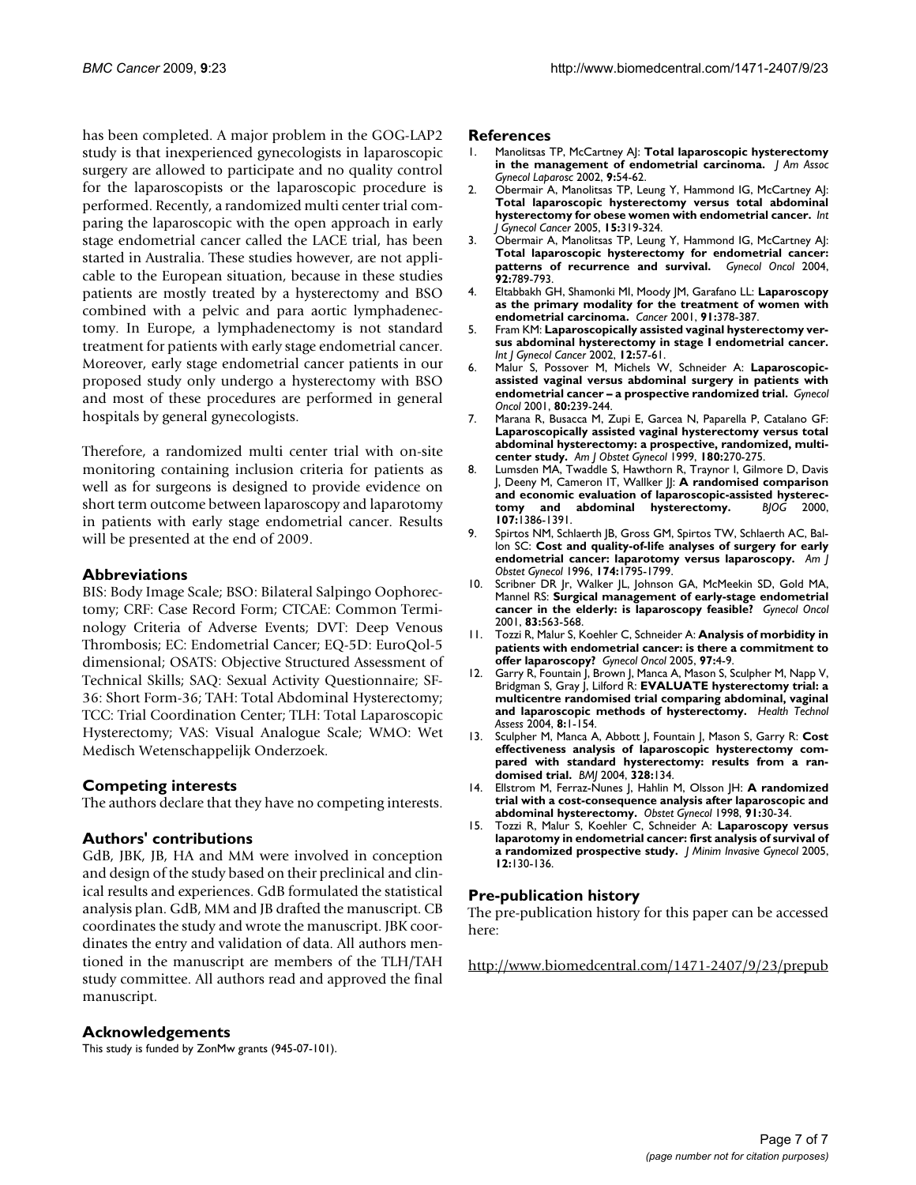has been completed. A major problem in the GOG-LAP2 study is that inexperienced gynecologists in laparoscopic surgery are allowed to participate and no quality control for the laparoscopists or the laparoscopic procedure is performed. Recently, a randomized multi center trial comparing the laparoscopic with the open approach in early stage endometrial cancer called the LACE trial, has been started in Australia. These studies however, are not applicable to the European situation, because in these studies patients are mostly treated by a hysterectomy and BSO combined with a pelvic and para aortic lymphadenectomy. In Europe, a lymphadenectomy is not standard treatment for patients with early stage endometrial cancer. Moreover, early stage endometrial cancer patients in our proposed study only undergo a hysterectomy with BSO and most of these procedures are performed in general hospitals by general gynecologists.

Therefore, a randomized multi center trial with on-site monitoring containing inclusion criteria for patients as well as for surgeons is designed to provide evidence on short term outcome between laparoscopy and laparotomy in patients with early stage endometrial cancer. Results will be presented at the end of 2009.

## Abbreviations

BIS: Body Image Scale; BSO: Bilateral Salpingo Oophorectomy; CRF: Case Record Form; CTCAE: Common Terminology Criteria of Adverse Events; DVT: Deep Venous Thrombosis; EC: Endometrial Cancer; EQ-5D: EuroQol-5 dimensional; OSATS: Objective Structured Assessment of Technical Skills; SAQ: Sexual Activity Questionnaire; SF-36: Short Form-36; TAH: Total Abdominal Hysterectomy; TCC: Trial Coordination Center; TLH: Total Laparoscopic Hysterectomy; VAS: Visual Analogue Scale; WMO: Wet Medisch Wetenschappelijk Onderzoek.

## Competing interests

The authors declare that they have no competing interests.

## Authors' contributions

GdB, JBK, JB, HA and MM were involved in conception and design of the study based on their preclinical and clinical results and experiences. GdB formulated the statistical analysis plan. GdB, MM and JB drafted the manuscript. CB coordinates the study and wrote the manuscript. JBK coordinates the entry and validation of data. All authors mentioned in the manuscript are members of the TLH/TAH study committee. All authors read and approved the final manuscript.

## Acknowledgements

This study is funded by ZonMw grants (945-07-101).

## References

1. Manolitsas TP, McCartney AJ: **Total laparoscopic hysterectomy in the management of endometrial carcinoma.** *J Am Assoc Gynecol Laparosc* 2002, **9:**54-62.
2. Obermair A, Manolitsas TP, Leung Y, Hammond IG, McCartney AJ: **Total laparoscopic hysterectomy versus total abdominal hysterectomy for obese women with endometrial cancer.** *Int J Gynecol Cancer* 2005, **15:**319-324.
3. Obermair A, Manolitsas TP, Leung Y, Hammond IG, McCartney AJ: **Total laparoscopic hysterectomy for endometrial cancer: patterns of recurrence and survival.** *Gynecol Oncol* 2004, **92:**789-793.
4. Eltabbakh GH, Shamonki MI, Moody JM, Garafano LL: **Laparoscopy as the primary modality for the treatment of women with endometrial carcinoma.** *Cancer* 2001, **91:**378-387.
5. Fram KM: **Laparoscopically assisted vaginal hysterectomy versus abdominal hysterectomy in stage I endometrial cancer.** *Int J Gynecol Cancer* 2002, **12:**57-61.
6. Malur S, Possover M, Michels W, Schneider A: **Laparoscopic-assisted vaginal versus abdominal surgery in patients with endometrial cancer – a prospective randomized trial.** *Gynecol Oncol* 2001, **80:**239-244.
7. Marana R, Busacca M, Zupi E, Garcea N, Paparella P, Catalano GF: **Laparoscopically assisted vaginal hysterectomy versus total abdominal hysterectomy: a prospective, randomized, multicenter study.** *Am J Obstet Gynecol* 1999, **180:**270-275.
8. Lumsden MA, Twaddle S, Hawthorn R, Traynor I, Gilmore D, Davis J, Deeny M, Cameron IT, Wallker JJ: **A randomised comparison and economic evaluation of laparoscopic-assisted hysterectomy and abdominal hysterectomy.** *BJOG* 2000, **107:**1386-1391.
9. Spirtos NM, Schlaerth JB, Gross GM, Spirtos TW, Schlaerth AC, Ballon SC: **Cost and quality-of-life analyses of surgery for early endometrial cancer: laparotomy versus laparoscopy.** *Am J Obstet Gynecol* 1996, **174:**1795-1799.
10. Scribner DR Jr, Walker JL, Johnson GA, McMeekin SD, Gold MA, Mannel RS: **Surgical management of early-stage endometrial cancer in the elderly: is laparoscopy feasible?** *Gynecol Oncol* 2001, **83:**563-568.
11. Tozzi R, Malur S, Koehler C, Schneider A: **Analysis of morbidity in patients with endometrial cancer: is there a commitment to offer laparoscopy?** *Gynecol Oncol* 2005, **97:**4-9.
12. Garry R, Fountain J, Brown J, Manca A, Mason S, Sculpher M, Napp V, Bridgman S, Gray J, Lilford R: **EVALUATE hysterectomy trial: a multicentre randomised trial comparing abdominal, vaginal and laparoscopic methods of hysterectomy.** *Health Technol Assess* 2004, **8:**1-154.
13. Sculpher M, Manca A, Abbott J, Fountain J, Mason S, Garry R: **Cost effectiveness analysis of laparoscopic hysterectomy compared with standard hysterectomy: results from a randomised trial.** *BMJ* 2004, **328:**134.
14. Ellstrom M, Ferraz-Nunes J, Hahlin M, Olsson JH: **A randomized trial with a cost-consequence analysis after laparoscopic and abdominal hysterectomy.** *Obstet Gynecol* 1998, **91:**30-34.
15. Tozzi R, Malur S, Koehler C, Schneider A: **Laparoscopy versus laparotomy in endometrial cancer: first analysis of survival of a randomized prospective study.** *J Minim Invasive Gynecol* 2005, **12:**130-136.

## Pre-publication history

The pre-publication history for this paper can be accessed here:

http://www.biomedcentral.com/1471-2407/9/23/prepub